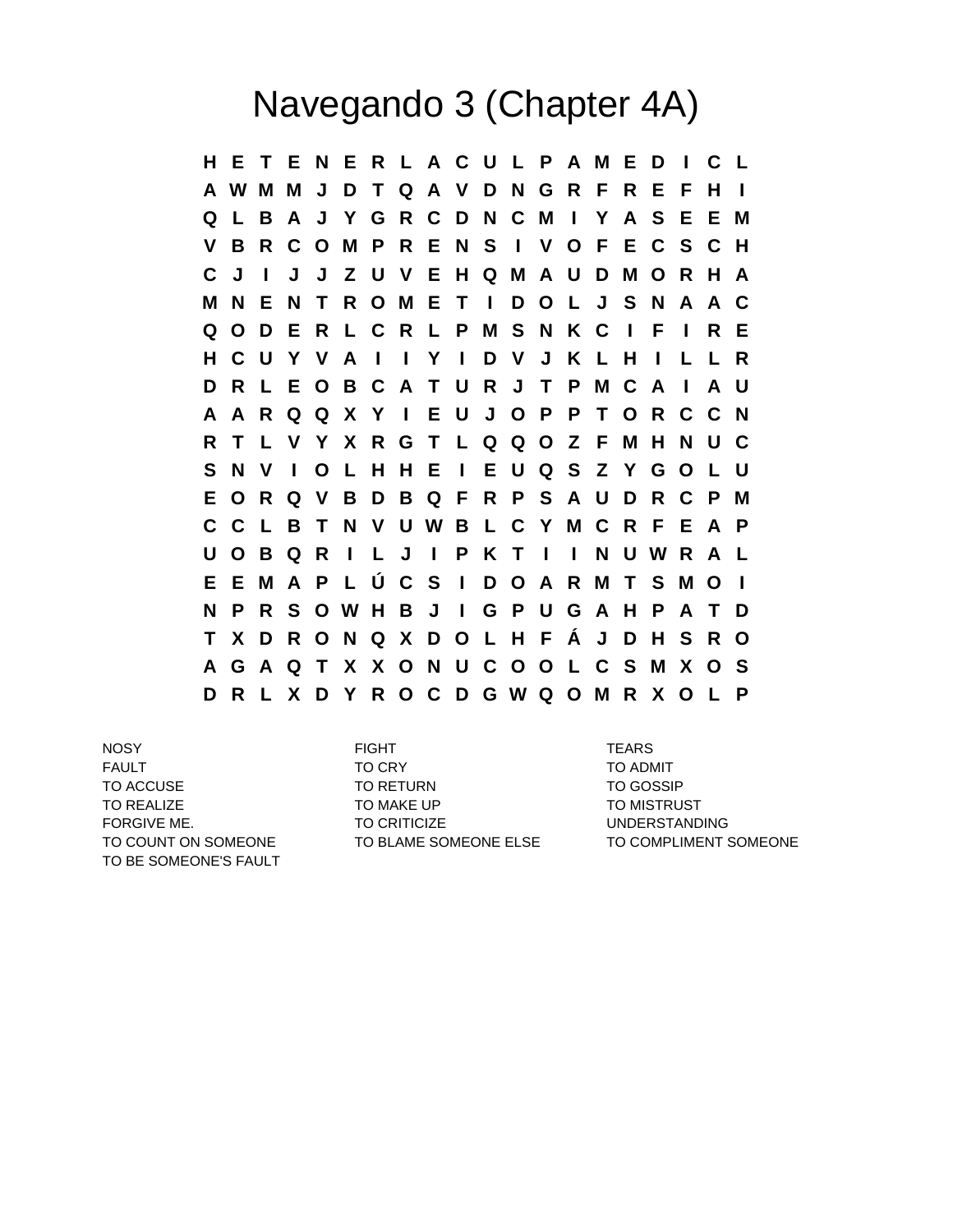# Navegando 3 (Chapter 4A)

```
H E T E N E R L A C U L P A M E D I C L
A W M M J D T Q A V D N G R F R E F H I
Q L B A J Y G R C D N C M I Y A S E E M
V B R C O M P R E N S I V O F E C S C H
C J I J J Z U V E H Q M A U D M O R H A
M N E N T R O M E T I D O L J S N A A C
Q O D E R L C R L P M S N K C I F I R E
H C U Y V A I I Y I D V J K L H I L L R
D R L E O B C A T U R J T P M C A I A U
A A R Q Q X Y I E U J O P P T O R C C N
R T L V Y X R G T L Q Q O Z F M H N U C
S N V I O L H H E I E U Q S Z Y G O L U
E O R Q V B D B Q F R P S A U D R C P M
C C L B T N V U W B L C Y M C R F E A P
U O B Q R I L J I P K T I I N U W R A L
E E M A P L Ú C S I D O A R M T S M O I
N P R S O W H B J I G P U G A H P A T D
T X D R O N Q X D O L H F Á J D H S R O
A G A Q T X X O N U C O O L C S M X O S
D R L X D Y R O C D G W Q O M R X O L P
```

| | | |
|---|---|---|
| NOSY | FIGHT | TEARS |
| FAULT | TO CRY | TO ADMIT |
| TO ACCUSE | TO RETURN | TO GOSSIP |
| TO REALIZE | TO MAKE UP | TO MISTRUST |
| FORGIVE ME. | TO CRITICIZE | UNDERSTANDING |
| TO COUNT ON SOMEONE | TO BLAME SOMEONE ELSE | TO COMPLIMENT SOMEONE |
| TO BE SOMEONE'S FAULT | | |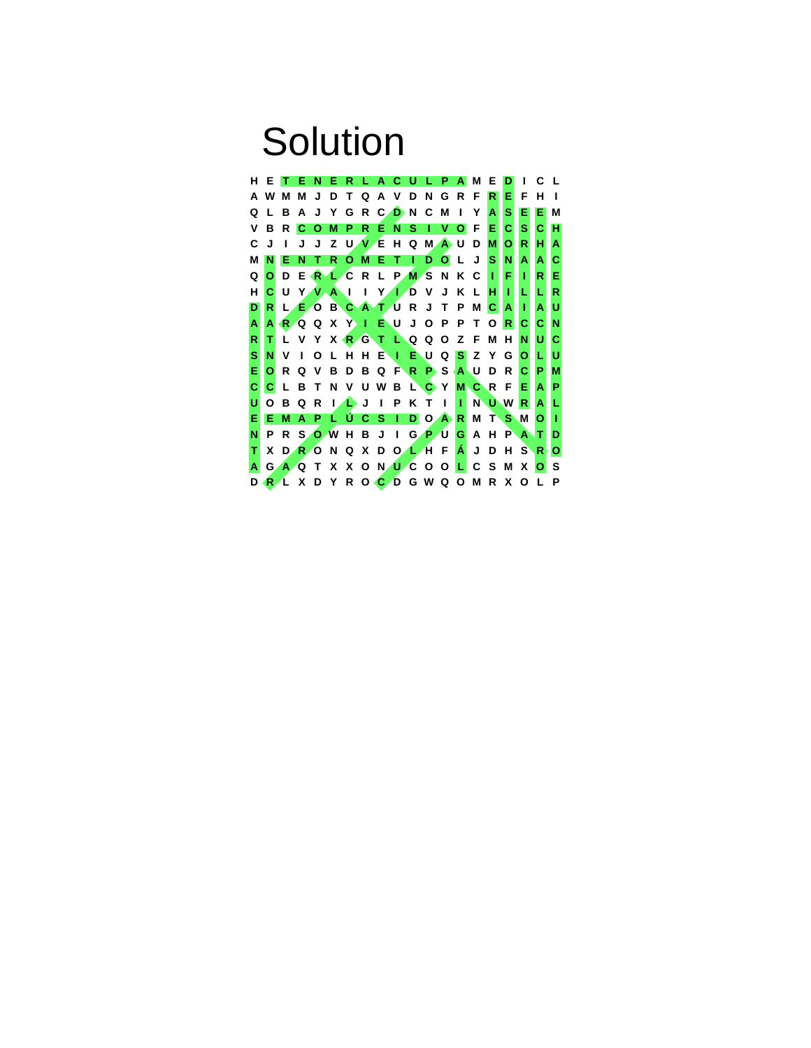# Solution

```
H E T E N E R L A C U L P A M E D I C L
A W M M J D T Q A V D N G R F R E F H I
Q L B A J Y G R C D N C M I Y A S E E M
V B R C O M P R E N S I V O F E C S C H
C J I J J Z U V E H Q M A U D M O R H A
M N E N T R O M E T I D O L J S N A A C
Q O D E R L C R L P M S N K C I F I R E
H C U Y V A I I Y I D V J K L H I L L R
D R L E O B C A T U R J T P M C A I A U
A A R Q Q X Y I E U J O P P T O R C C N
R T L V Y X R G T L Q Q O Z F M H N U C
S N V I O L H H E I E U Q S Z Y G O L U
E O R Q V B D B Q F R P S A U D R C P M
C C L B T N V U W B L C Y M C R F E A P
U O B Q R I L J I P K T I I N U W R A L
E E M A P L Ú C S I D O A R M T S M O I
N P R S O W H B J I G P U G A H P A T D
T X D R O N Q X D O L H F Á J D H S R O
A G A Q T X X O N U C O O L C S M X O S
D R L X D Y R O C D G W Q O M R X O L P
```